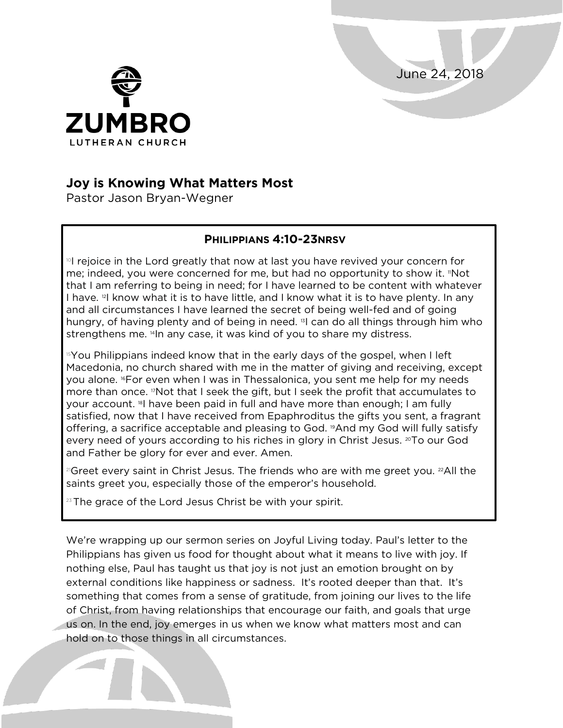June 24, 2018

ZUMBRO
LUTHERAN CHURCH

# Joy is Knowing What Matters Most

Pastor Jason Bryan-Wegner

**PHILIPPIANS 4:10-23NRSV**

[10]I rejoice in the Lord greatly that now at last you have revived your concern for me; indeed, you were concerned for me, but had no opportunity to show it. [11]Not that I am referring to being in need; for I have learned to be content with whatever I have. [12]I know what it is to have little, and I know what it is to have plenty. In any and all circumstances I have learned the secret of being well-fed and of going hungry, of having plenty and of being in need. [13]I can do all things through him who strengthens me. [14]In any case, it was kind of you to share my distress.

[15]You Philippians indeed know that in the early days of the gospel, when I left Macedonia, no church shared with me in the matter of giving and receiving, except you alone. [16]For even when I was in Thessalonica, you sent me help for my needs more than once. [17]Not that I seek the gift, but I seek the profit that accumulates to your account. [18]I have been paid in full and have more than enough; I am fully satisfied, now that I have received from Epaphroditus the gifts you sent, a fragrant offering, a sacrifice acceptable and pleasing to God. [19]And my God will fully satisfy every need of yours according to his riches in glory in Christ Jesus. [20]To our God and Father be glory for ever and ever. Amen.

[21]Greet every saint in Christ Jesus. The friends who are with me greet you. [22]All the saints greet you, especially those of the emperor's household.

[23] The grace of the Lord Jesus Christ be with your spirit.

We're wrapping up our sermon series on Joyful Living today. Paul's letter to the Philippians has given us food for thought about what it means to live with joy. If nothing else, Paul has taught us that joy is not just an emotion brought on by external conditions like happiness or sadness. It's rooted deeper than that. It's something that comes from a sense of gratitude, from joining our lives to the life of Christ, from having relationships that encourage our faith, and goals that urge us on. In the end, joy emerges in us when we know what matters most and can hold on to those things in all circumstances.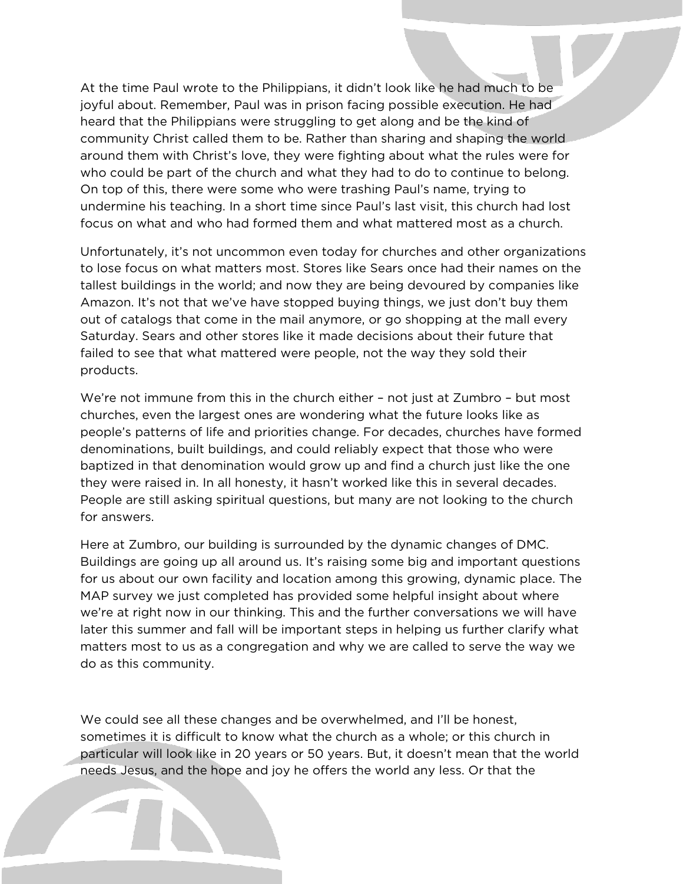At the time Paul wrote to the Philippians, it didn't look like he had much to be joyful about. Remember, Paul was in prison facing possible execution. He had heard that the Philippians were struggling to get along and be the kind of community Christ called them to be. Rather than sharing and shaping the world around them with Christ's love, they were fighting about what the rules were for who could be part of the church and what they had to do to continue to belong. On top of this, there were some who were trashing Paul's name, trying to undermine his teaching. In a short time since Paul's last visit, this church had lost focus on what and who had formed them and what mattered most as a church.

Unfortunately, it's not uncommon even today for churches and other organizations to lose focus on what matters most. Stores like Sears once had their names on the tallest buildings in the world; and now they are being devoured by companies like Amazon. It's not that we've have stopped buying things, we just don't buy them out of catalogs that come in the mail anymore, or go shopping at the mall every Saturday. Sears and other stores like it made decisions about their future that failed to see that what mattered were people, not the way they sold their products.

We're not immune from this in the church either – not just at Zumbro – but most churches, even the largest ones are wondering what the future looks like as people's patterns of life and priorities change. For decades, churches have formed denominations, built buildings, and could reliably expect that those who were baptized in that denomination would grow up and find a church just like the one they were raised in. In all honesty, it hasn't worked like this in several decades. People are still asking spiritual questions, but many are not looking to the church for answers.

Here at Zumbro, our building is surrounded by the dynamic changes of DMC. Buildings are going up all around us. It's raising some big and important questions for us about our own facility and location among this growing, dynamic place. The MAP survey we just completed has provided some helpful insight about where we're at right now in our thinking. This and the further conversations we will have later this summer and fall will be important steps in helping us further clarify what matters most to us as a congregation and why we are called to serve the way we do as this community.

We could see all these changes and be overwhelmed, and I'll be honest, sometimes it is difficult to know what the church as a whole; or this church in particular will look like in 20 years or 50 years. But, it doesn't mean that the world needs Jesus, and the hope and joy he offers the world any less. Or that the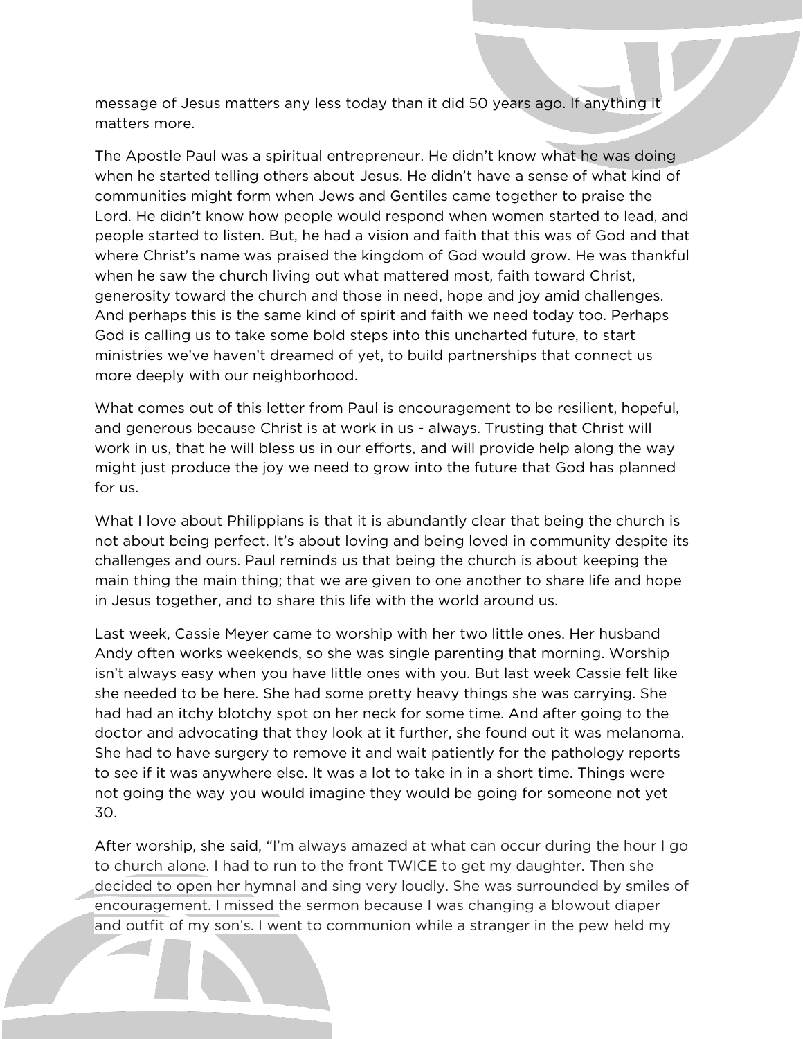message of Jesus matters any less today than it did 50 years ago. If anything it matters more.

The Apostle Paul was a spiritual entrepreneur. He didn't know what he was doing when he started telling others about Jesus. He didn't have a sense of what kind of communities might form when Jews and Gentiles came together to praise the Lord. He didn't know how people would respond when women started to lead, and people started to listen. But, he had a vision and faith that this was of God and that where Christ's name was praised the kingdom of God would grow. He was thankful when he saw the church living out what mattered most, faith toward Christ, generosity toward the church and those in need, hope and joy amid challenges. And perhaps this is the same kind of spirit and faith we need today too. Perhaps God is calling us to take some bold steps into this uncharted future, to start ministries we've haven't dreamed of yet, to build partnerships that connect us more deeply with our neighborhood.

What comes out of this letter from Paul is encouragement to be resilient, hopeful, and generous because Christ is at work in us - always. Trusting that Christ will work in us, that he will bless us in our efforts, and will provide help along the way might just produce the joy we need to grow into the future that God has planned for us.

What I love about Philippians is that it is abundantly clear that being the church is not about being perfect. It's about loving and being loved in community despite its challenges and ours. Paul reminds us that being the church is about keeping the main thing the main thing; that we are given to one another to share life and hope in Jesus together, and to share this life with the world around us.

Last week, Cassie Meyer came to worship with her two little ones. Her husband Andy often works weekends, so she was single parenting that morning. Worship isn't always easy when you have little ones with you. But last week Cassie felt like she needed to be here. She had some pretty heavy things she was carrying. She had had an itchy blotchy spot on her neck for some time. And after going to the doctor and advocating that they look at it further, she found out it was melanoma. She had to have surgery to remove it and wait patiently for the pathology reports to see if it was anywhere else. It was a lot to take in in a short time. Things were not going the way you would imagine they would be going for someone not yet 30.

After worship, she said, "I'm always amazed at what can occur during the hour I go to church alone. I had to run to the front TWICE to get my daughter. Then she decided to open her hymnal and sing very loudly. She was surrounded by smiles of encouragement. I missed the sermon because I was changing a blowout diaper and outfit of my son's. I went to communion while a stranger in the pew held my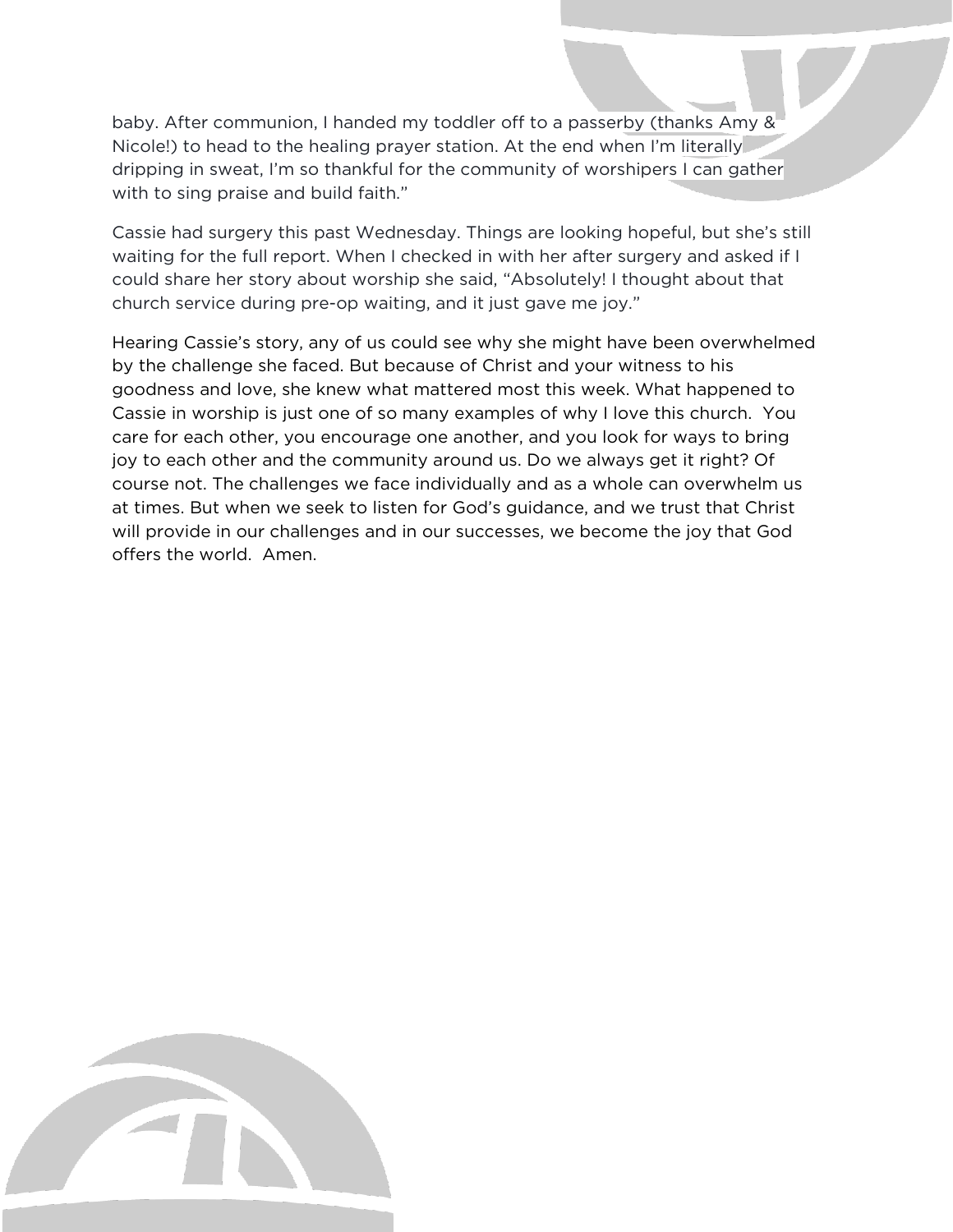baby. After communion, I handed my toddler off to a passerby (thanks Amy & Nicole!) to head to the healing prayer station. At the end when I'm literally dripping in sweat, I'm so thankful for the community of worshipers I can gather with to sing praise and build faith."

Cassie had surgery this past Wednesday. Things are looking hopeful, but she's still waiting for the full report. When I checked in with her after surgery and asked if I could share her story about worship she said, "Absolutely! I thought about that church service during pre-op waiting, and it just gave me joy."

Hearing Cassie's story, any of us could see why she might have been overwhelmed by the challenge she faced. But because of Christ and your witness to his goodness and love, she knew what mattered most this week. What happened to Cassie in worship is just one of so many examples of why I love this church. You care for each other, you encourage one another, and you look for ways to bring joy to each other and the community around us. Do we always get it right? Of course not. The challenges we face individually and as a whole can overwhelm us at times. But when we seek to listen for God's guidance, and we trust that Christ will provide in our challenges and in our successes, we become the joy that God offers the world. Amen.